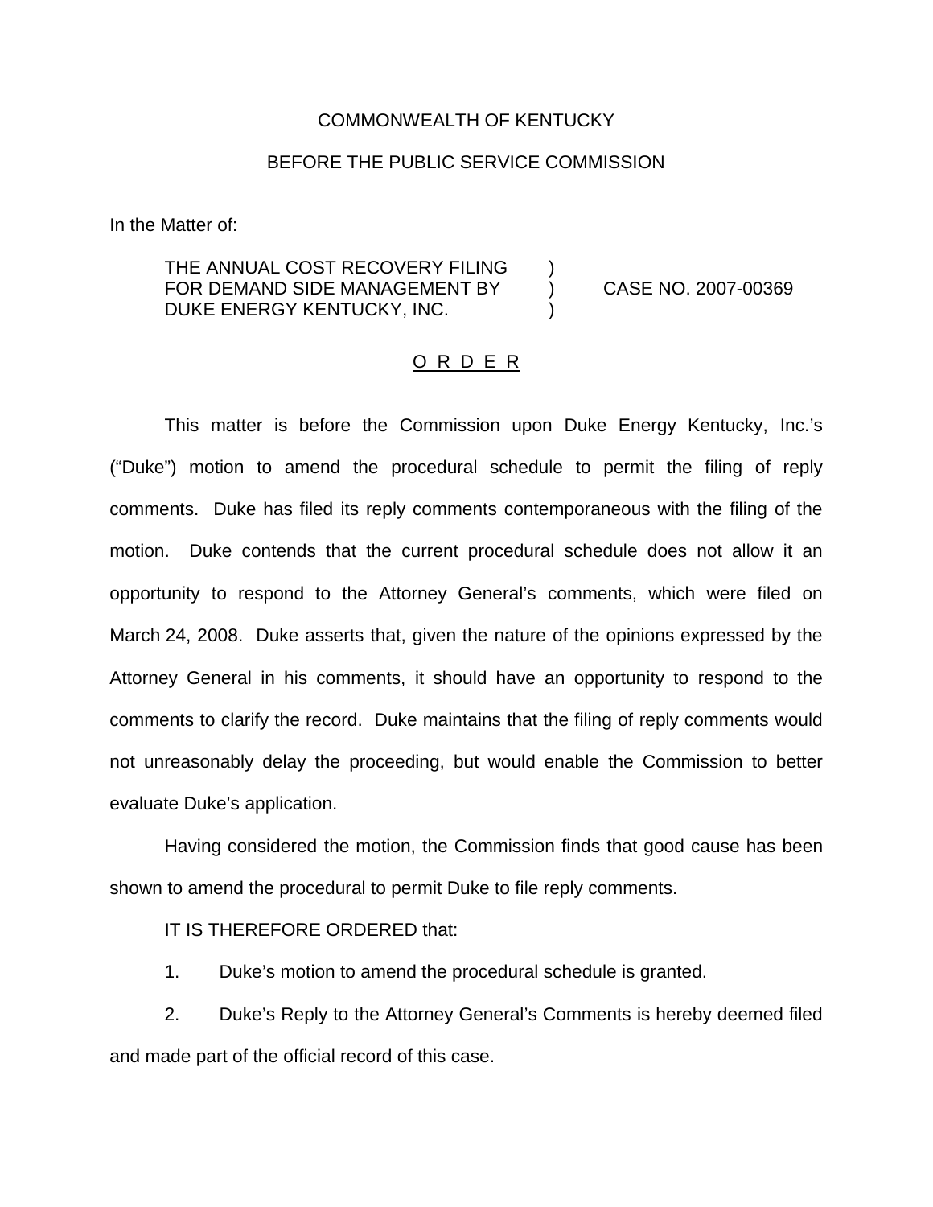COMMONWEALTH OF KENTUCKY

BEFORE THE PUBLIC SERVICE COMMISSION

In the Matter of:

| | | |
|---|---|---|
| THE ANNUAL COST RECOVERY FILING FOR DEMAND SIDE MANAGEMENT BY DUKE ENERGY KENTUCKY, INC. | ) ) ) | CASE NO. 2007-00369 |

O R D E R

This matter is before the Commission upon Duke Energy Kentucky, Inc.'s ("Duke") motion to amend the procedural schedule to permit the filing of reply comments. Duke has filed its reply comments contemporaneous with the filing of the motion. Duke contends that the current procedural schedule does not allow it an opportunity to respond to the Attorney General's comments, which were filed on March 24, 2008. Duke asserts that, given the nature of the opinions expressed by the Attorney General in his comments, it should have an opportunity to respond to the comments to clarify the record. Duke maintains that the filing of reply comments would not unreasonably delay the proceeding, but would enable the Commission to better evaluate Duke's application.

Having considered the motion, the Commission finds that good cause has been shown to amend the procedural to permit Duke to file reply comments.

IT IS THEREFORE ORDERED that:

1. Duke's motion to amend the procedural schedule is granted.

2. Duke's Reply to the Attorney General's Comments is hereby deemed filed and made part of the official record of this case.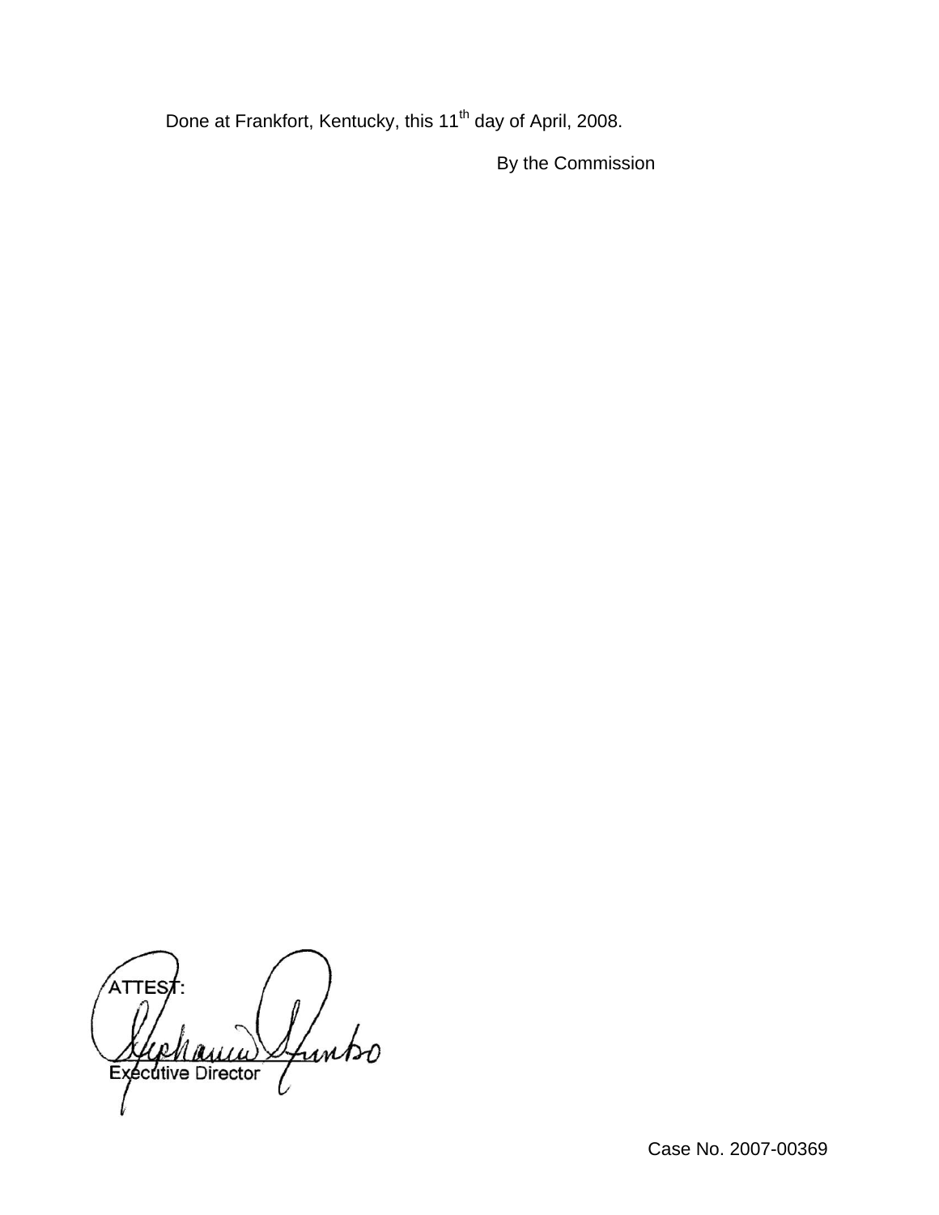Done at Frankfort, Kentucky, this 11th day of April, 2008.

By the Commission

ATTEST:

Executive Director

Case No. 2007-00369